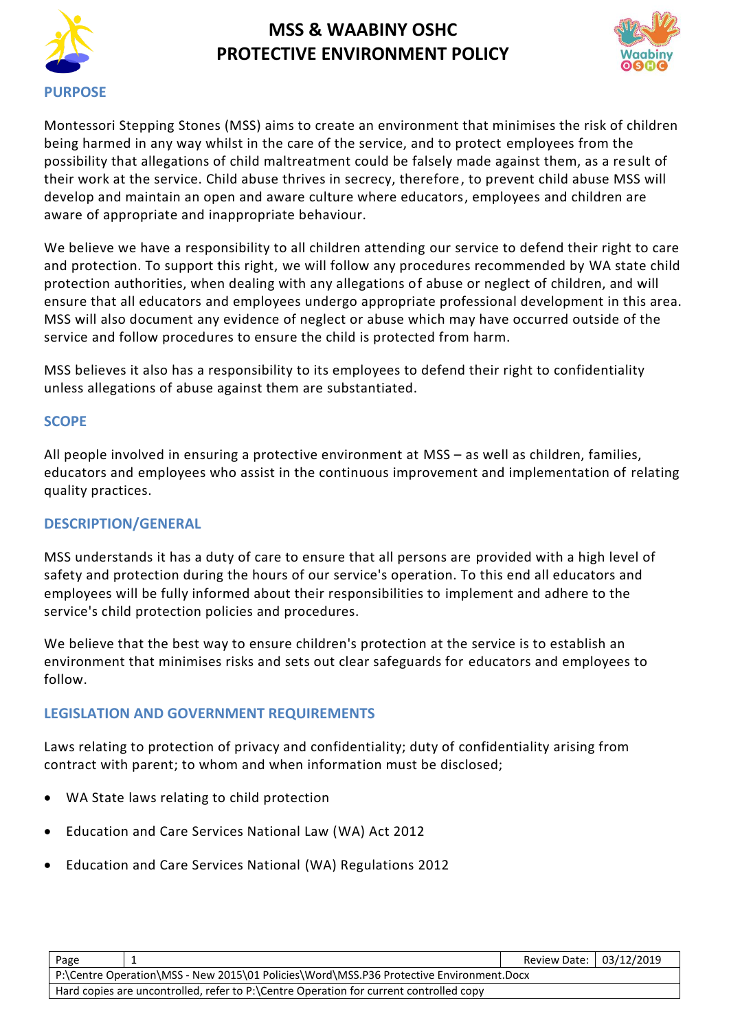# MSS & WAABINY OSHC PROTECTIVE ENVIRONMENT POLICY

## PURPOSE

Montessori Stepping Stones (MSS) aims to create an environment that minimises the risk of children being harmed in any way whilst in the care of the service, and to protect employees from the possibility that allegations of child maltreatment could be falsely made against them, as a result of their work at the service. Child abuse thrives in secrecy, therefore, to prevent child abuse MSS will develop and maintain an open and aware culture where educators, employees and children are aware of appropriate and inappropriate behaviour.

We believe we have a responsibility to all children attending our service to defend their right to care and protection. To support this right, we will follow any procedures recommended by WA state child protection authorities, when dealing with any allegations of abuse or neglect of children, and will ensure that all educators and employees undergo appropriate professional development in this area. MSS will also document any evidence of neglect or abuse which may have occurred outside of the service and follow procedures to ensure the child is protected from harm.

MSS believes it also has a responsibility to its employees to defend their right to confidentiality unless allegations of abuse against them are substantiated.

## SCOPE

All people involved in ensuring a protective environment at MSS – as well as children, families, educators and employees who assist in the continuous improvement and implementation of relating quality practices.

## DESCRIPTION/GENERAL

MSS understands it has a duty of care to ensure that all persons are provided with a high level of safety and protection during the hours of our service's operation. To this end all educators and employees will be fully informed about their responsibilities to implement and adhere to the service's child protection policies and procedures.

We believe that the best way to ensure children's protection at the service is to establish an environment that minimises risks and sets out clear safeguards for educators and employees to follow.

## LEGISLATION AND GOVERNMENT REQUIREMENTS

Laws relating to protection of privacy and confidentiality; duty of confidentiality arising from contract with parent; to whom and when information must be disclosed;

- WA State laws relating to child protection
- Education and Care Services National Law (WA) Act 2012
- Education and Care Services National (WA) Regulations 2012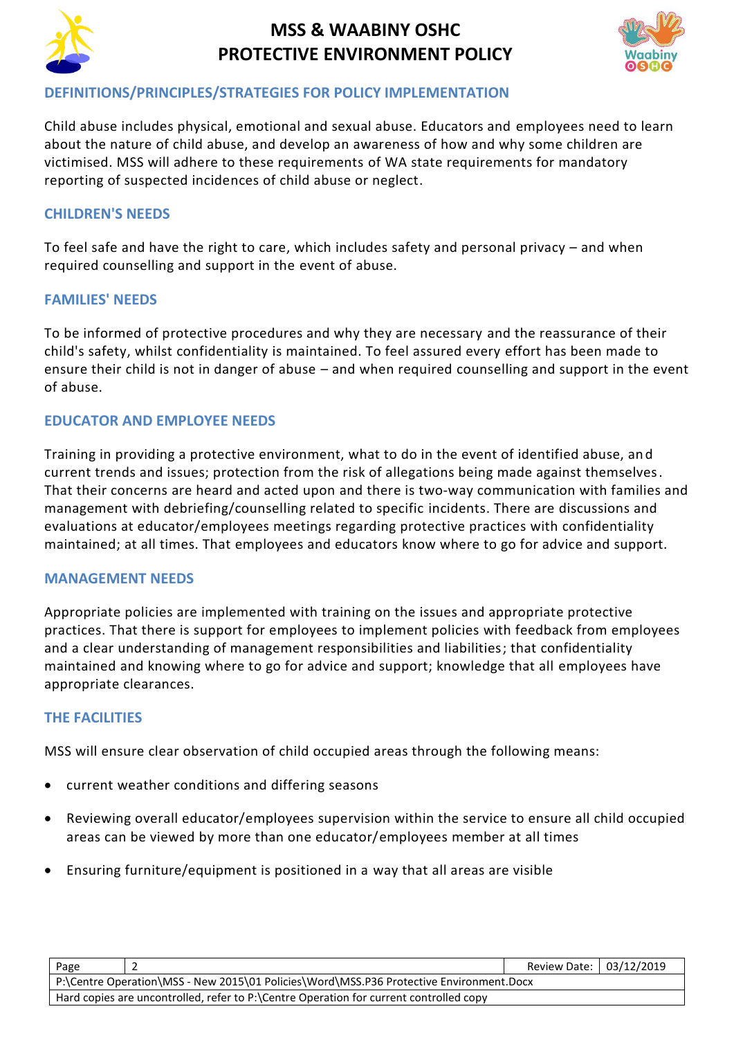## DEFINITIONS/PRINCIPLES/STRATEGIES FOR POLICY IMPLEMENTATION

Child abuse includes physical, emotional and sexual abuse. Educators and employees need to learn about the nature of child abuse, and develop an awareness of how and why some children are victimised. MSS will adhere to these requirements of WA state requirements for mandatory reporting of suspected incidences of child abuse or neglect.

## CHILDREN'S NEEDS

To feel safe and have the right to care, which includes safety and personal privacy – and when required counselling and support in the event of abuse.

## FAMILIES' NEEDS

To be informed of protective procedures and why they are necessary and the reassurance of their child's safety, whilst confidentiality is maintained. To feel assured every effort has been made to ensure their child is not in danger of abuse – and when required counselling and support in the event of abuse.

## EDUCATOR AND EMPLOYEE NEEDS

Training in providing a protective environment, what to do in the event of identified abuse, and current trends and issues; protection from the risk of allegations being made against themselves. That their concerns are heard and acted upon and there is two-way communication with families and management with debriefing/counselling related to specific incidents. There are discussions and evaluations at educator/employees meetings regarding protective practices with confidentiality maintained; at all times. That employees and educators know where to go for advice and support.

## MANAGEMENT NEEDS

Appropriate policies are implemented with training on the issues and appropriate protective practices. That there is support for employees to implement policies with feedback from employees and a clear understanding of management responsibilities and liabilities; that confidentiality maintained and knowing where to go for advice and support; knowledge that all employees have appropriate clearances.

## THE FACILITIES

MSS will ensure clear observation of child occupied areas through the following means:

- current weather conditions and differing seasons
- Reviewing overall educator/employees supervision within the service to ensure all child occupied areas can be viewed by more than one educator/employees member at all times
- Ensuring furniture/equipment is positioned in a way that all areas are visible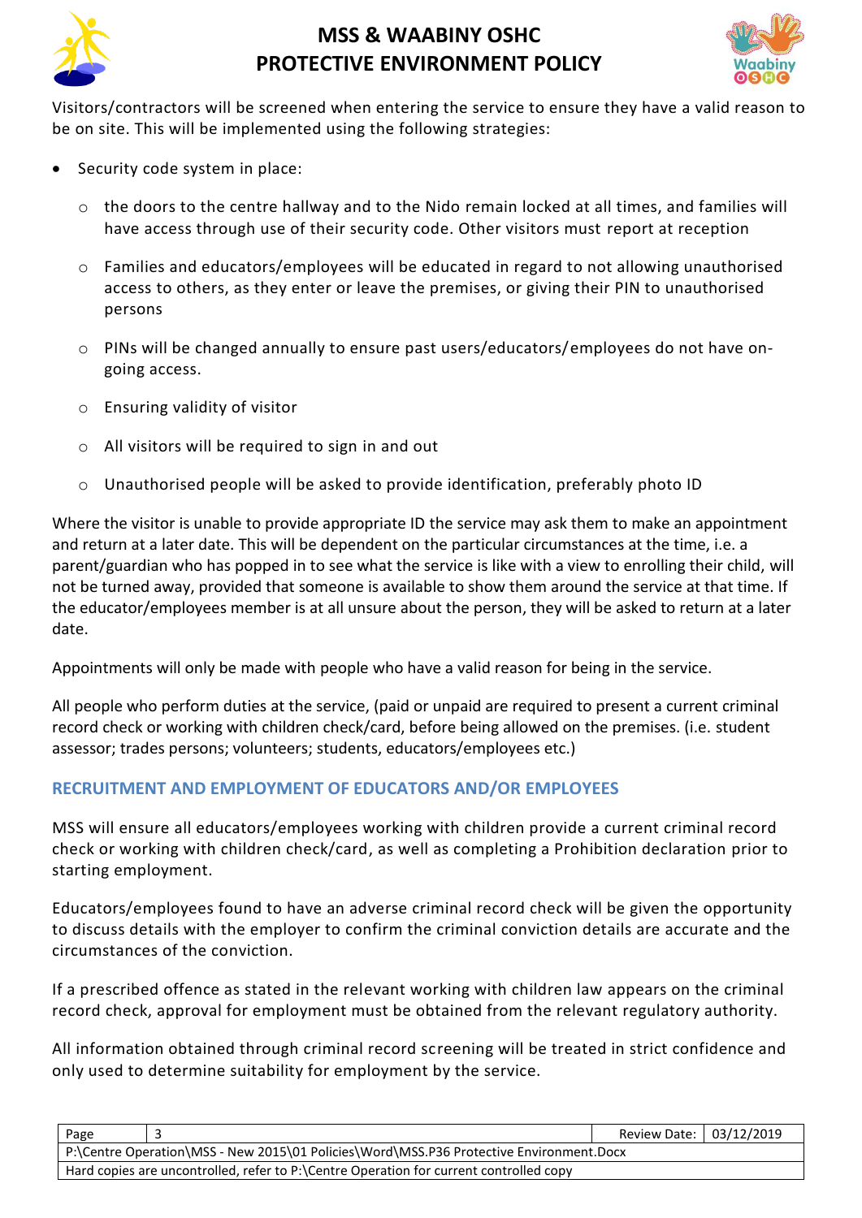Visitors/contractors will be screened when entering the service to ensure they have a valid reason to be on site. This will be implemented using the following strategies:

- Security code system in place:
  - the doors to the centre hallway and to the Nido remain locked at all times, and families will have access through use of their security code. Other visitors must report at reception
  - Families and educators/employees will be educated in regard to not allowing unauthorised access to others, as they enter or leave the premises, or giving their PIN to unauthorised persons
  - PINs will be changed annually to ensure past users/educators/employees do not have on-going access.
  - Ensuring validity of visitor
  - All visitors will be required to sign in and out
  - Unauthorised people will be asked to provide identification, preferably photo ID

Where the visitor is unable to provide appropriate ID the service may ask them to make an appointment and return at a later date. This will be dependent on the particular circumstances at the time, i.e. a parent/guardian who has popped in to see what the service is like with a view to enrolling their child, will not be turned away, provided that someone is available to show them around the service at that time. If the educator/employees member is at all unsure about the person, they will be asked to return at a later date.

Appointments will only be made with people who have a valid reason for being in the service.

All people who perform duties at the service, (paid or unpaid are required to present a current criminal record check or working with children check/card, before being allowed on the premises. (i.e. student assessor; trades persons; volunteers; students, educators/employees etc.)

## RECRUITMENT AND EMPLOYMENT OF EDUCATORS AND/OR EMPLOYEES

MSS will ensure all educators/employees working with children provide a current criminal record check or working with children check/card, as well as completing a Prohibition declaration prior to starting employment.

Educators/employees found to have an adverse criminal record check will be given the opportunity to discuss details with the employer to confirm the criminal conviction details are accurate and the circumstances of the conviction.

If a prescribed offence as stated in the relevant working with children law appears on the criminal record check, approval for employment must be obtained from the relevant regulatory authority.

All information obtained through criminal record screening will be treated in strict confidence and only used to determine suitability for employment by the service.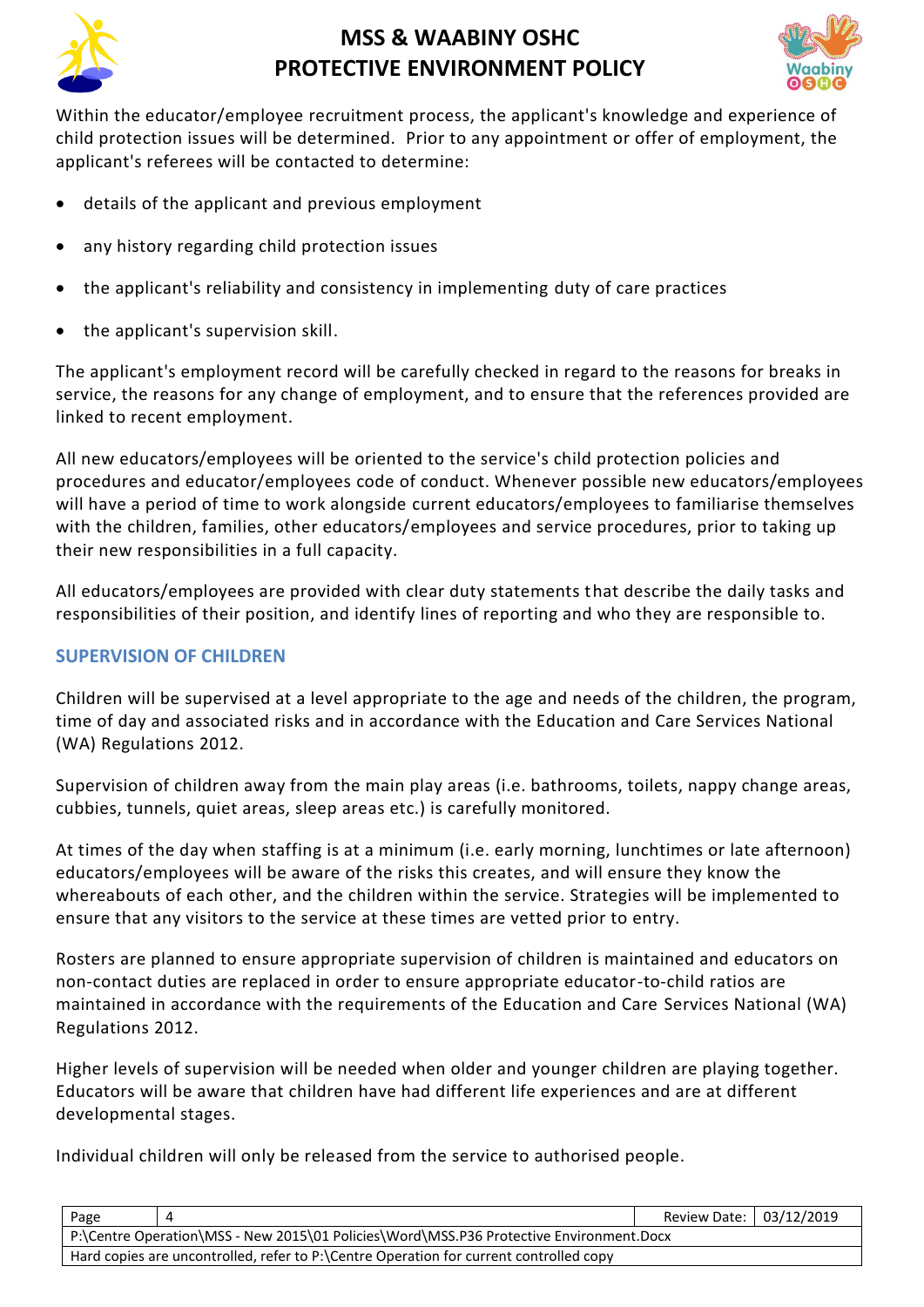Within the educator/employee recruitment process, the applicant's knowledge and experience of child protection issues will be determined. Prior to any appointment or offer of employment, the applicant's referees will be contacted to determine:

- details of the applicant and previous employment
- any history regarding child protection issues
- the applicant's reliability and consistency in implementing duty of care practices
- the applicant's supervision skill.

The applicant's employment record will be carefully checked in regard to the reasons for breaks in service, the reasons for any change of employment, and to ensure that the references provided are linked to recent employment.

All new educators/employees will be oriented to the service's child protection policies and procedures and educator/employees code of conduct. Whenever possible new educators/employees will have a period of time to work alongside current educators/employees to familiarise themselves with the children, families, other educators/employees and service procedures, prior to taking up their new responsibilities in a full capacity.

All educators/employees are provided with clear duty statements that describe the daily tasks and responsibilities of their position, and identify lines of reporting and who they are responsible to.

## SUPERVISION OF CHILDREN

Children will be supervised at a level appropriate to the age and needs of the children, the program, time of day and associated risks and in accordance with the Education and Care Services National (WA) Regulations 2012.

Supervision of children away from the main play areas (i.e. bathrooms, toilets, nappy change areas, cubbies, tunnels, quiet areas, sleep areas etc.) is carefully monitored.

At times of the day when staffing is at a minimum (i.e. early morning, lunchtimes or late afternoon) educators/employees will be aware of the risks this creates, and will ensure they know the whereabouts of each other, and the children within the service. Strategies will be implemented to ensure that any visitors to the service at these times are vetted prior to entry.

Rosters are planned to ensure appropriate supervision of children is maintained and educators on non-contact duties are replaced in order to ensure appropriate educator-to-child ratios are maintained in accordance with the requirements of the Education and Care Services National (WA) Regulations 2012.

Higher levels of supervision will be needed when older and younger children are playing together. Educators will be aware that children have had different life experiences and are at different developmental stages.

Individual children will only be released from the service to authorised people.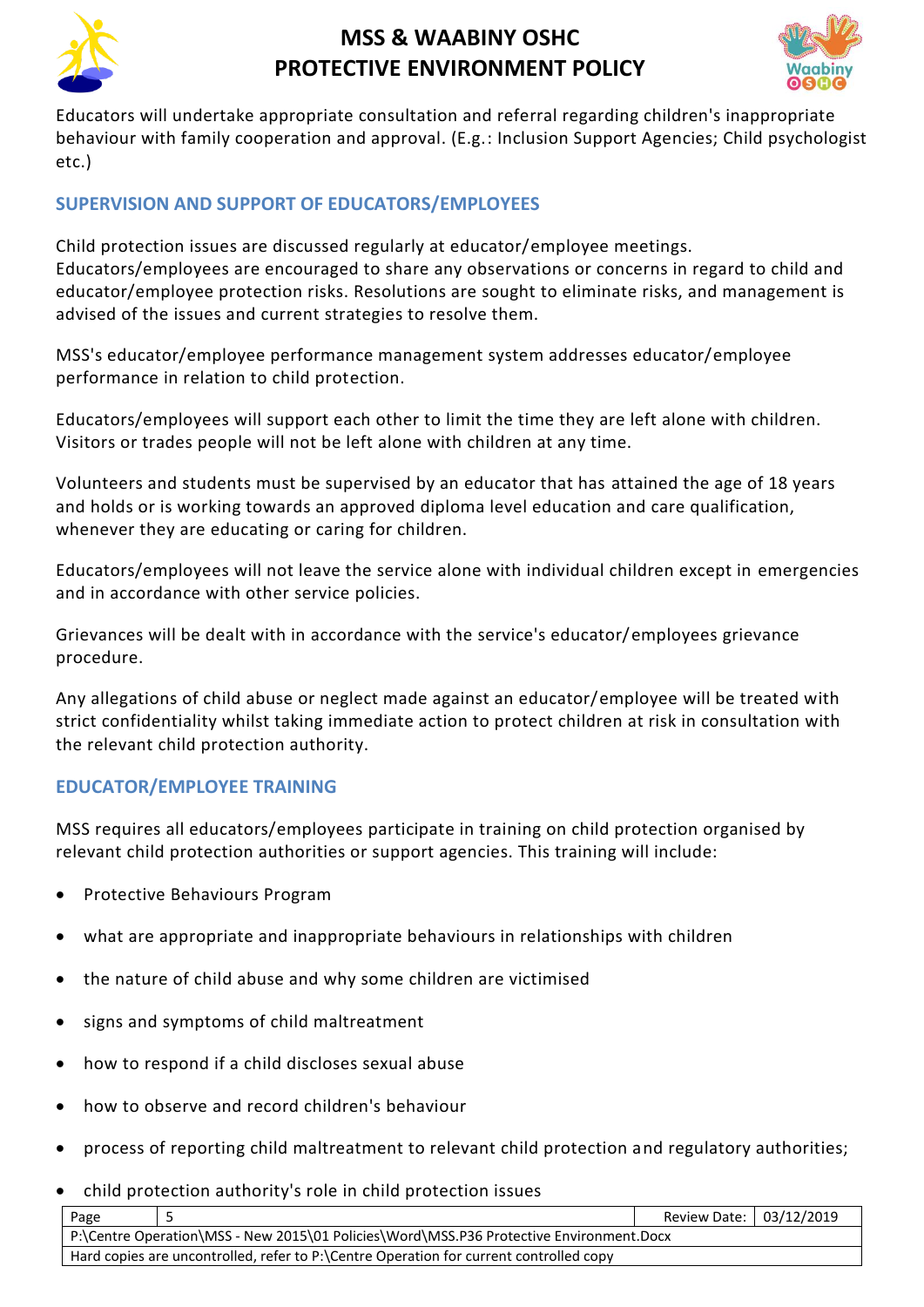Educators will undertake appropriate consultation and referral regarding children's inappropriate behaviour with family cooperation and approval. (E.g.: Inclusion Support Agencies; Child psychologist etc.)

## SUPERVISION AND SUPPORT OF EDUCATORS/EMPLOYEES

Child protection issues are discussed regularly at educator/employee meetings. Educators/employees are encouraged to share any observations or concerns in regard to child and educator/employee protection risks. Resolutions are sought to eliminate risks, and management is advised of the issues and current strategies to resolve them.

MSS's educator/employee performance management system addresses educator/employee performance in relation to child protection.

Educators/employees will support each other to limit the time they are left alone with children. Visitors or trades people will not be left alone with children at any time.

Volunteers and students must be supervised by an educator that has attained the age of 18 years and holds or is working towards an approved diploma level education and care qualification, whenever they are educating or caring for children.

Educators/employees will not leave the service alone with individual children except in emergencies and in accordance with other service policies.

Grievances will be dealt with in accordance with the service's educator/employees grievance procedure.

Any allegations of child abuse or neglect made against an educator/employee will be treated with strict confidentiality whilst taking immediate action to protect children at risk in consultation with the relevant child protection authority.

## EDUCATOR/EMPLOYEE TRAINING

MSS requires all educators/employees participate in training on child protection organised by relevant child protection authorities or support agencies. This training will include:

- Protective Behaviours Program
- what are appropriate and inappropriate behaviours in relationships with children
- the nature of child abuse and why some children are victimised
- signs and symptoms of child maltreatment
- how to respond if a child discloses sexual abuse
- how to observe and record children's behaviour
- process of reporting child maltreatment to relevant child protection and regulatory authorities;
- child protection authority's role in child protection issues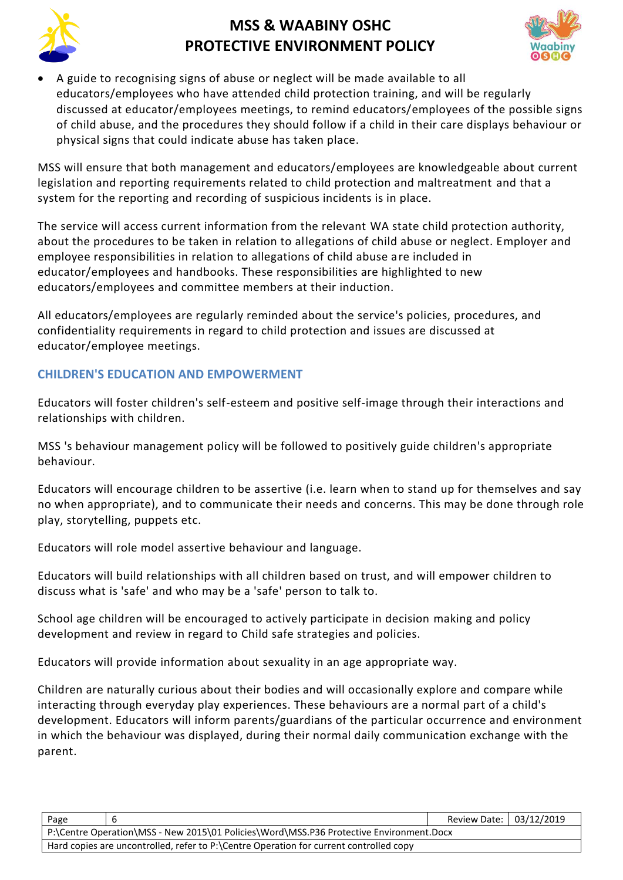- A guide to recognising signs of abuse or neglect will be made available to all educators/employees who have attended child protection training, and will be regularly discussed at educator/employees meetings, to remind educators/employees of the possible signs of child abuse, and the procedures they should follow if a child in their care displays behaviour or physical signs that could indicate abuse has taken place.

MSS will ensure that both management and educators/employees are knowledgeable about current legislation and reporting requirements related to child protection and maltreatment and that a system for the reporting and recording of suspicious incidents is in place.

The service will access current information from the relevant WA state child protection authority, about the procedures to be taken in relation to allegations of child abuse or neglect. Employer and employee responsibilities in relation to allegations of child abuse are included in educator/employees and handbooks. These responsibilities are highlighted to new educators/employees and committee members at their induction.

All educators/employees are regularly reminded about the service's policies, procedures, and confidentiality requirements in regard to child protection and issues are discussed at educator/employee meetings.

## CHILDREN'S EDUCATION AND EMPOWERMENT

Educators will foster children's self-esteem and positive self-image through their interactions and relationships with children.

MSS 's behaviour management policy will be followed to positively guide children's appropriate behaviour.

Educators will encourage children to be assertive (i.e. learn when to stand up for themselves and say no when appropriate), and to communicate their needs and concerns. This may be done through role play, storytelling, puppets etc.

Educators will role model assertive behaviour and language.

Educators will build relationships with all children based on trust, and will empower children to discuss what is 'safe' and who may be a 'safe' person to talk to.

School age children will be encouraged to actively participate in decision making and policy development and review in regard to Child safe strategies and policies.

Educators will provide information about sexuality in an age appropriate way.

Children are naturally curious about their bodies and will occasionally explore and compare while interacting through everyday play experiences. These behaviours are a normal part of a child's development. Educators will inform parents/guardians of the particular occurrence and environment in which the behaviour was displayed, during their normal daily communication exchange with the parent.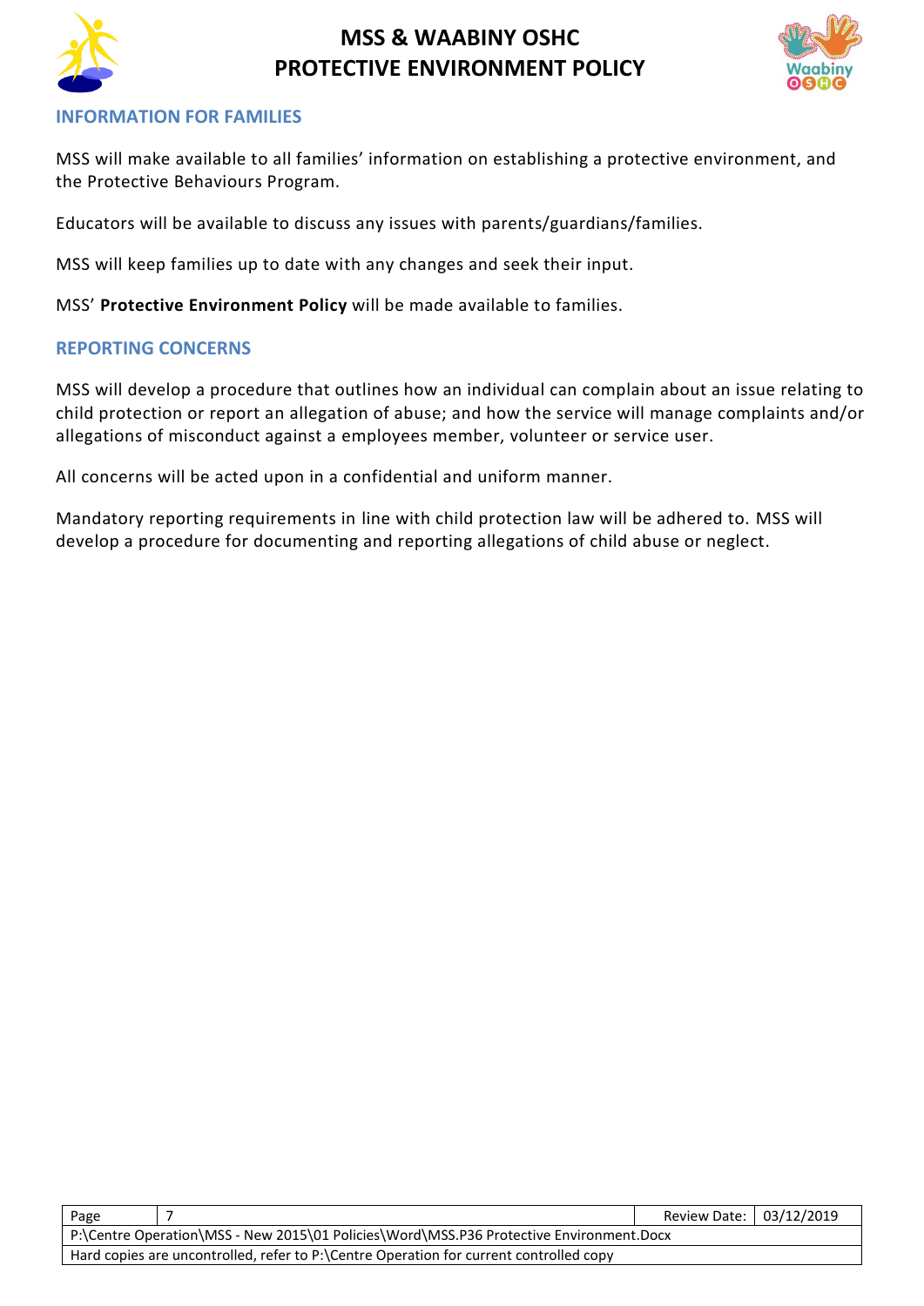## INFORMATION FOR FAMILIES

MSS will make available to all families' information on establishing a protective environment, and the Protective Behaviours Program.

Educators will be available to discuss any issues with parents/guardians/families.

MSS will keep families up to date with any changes and seek their input.

MSS' **Protective Environment Policy** will be made available to families.

## REPORTING CONCERNS

MSS will develop a procedure that outlines how an individual can complain about an issue relating to child protection or report an allegation of abuse; and how the service will manage complaints and/or allegations of misconduct against a employees member, volunteer or service user.

All concerns will be acted upon in a confidential and uniform manner.

Mandatory reporting requirements in line with child protection law will be adhered to. MSS will develop a procedure for documenting and reporting allegations of child abuse or neglect.